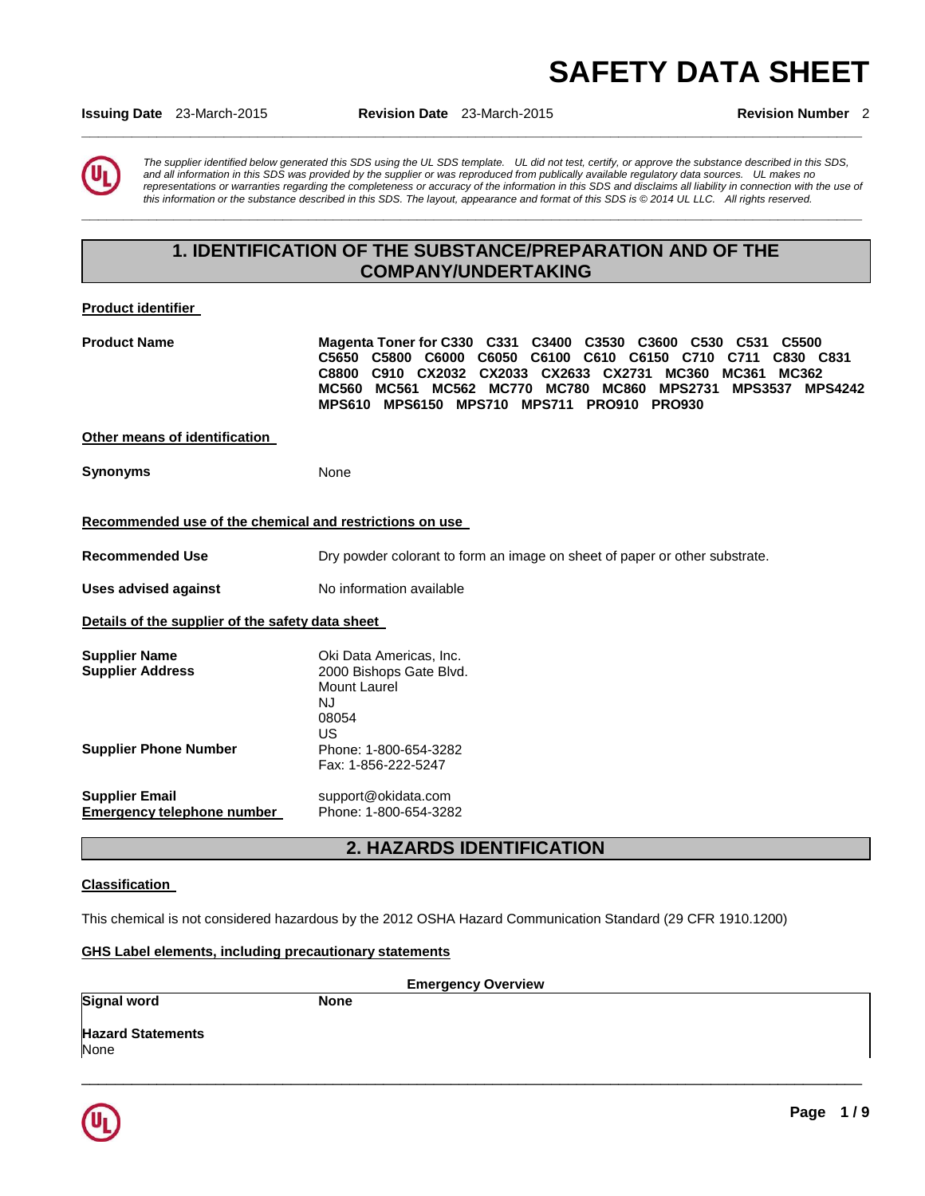# SAFETY DATA SHEET

**Issuing Date** 23-March-2015 **Revision Date** 23-March-2015 **Revision Number** 2

*The supplier identified below generated this SDS using the UL SDS template. UL did not test, certify, or approve the substance described in this SDS, and all information in this SDS was provided by the supplier or was reproduced from publically available regulatory data sources. UL makes no representations or warranties regarding the completeness or accuracy of the information in this SDS and disclaims all liability in connection with the use of this information or the substance described in this SDS. The layout, appearance and format of this SDS is © 2014 UL LLC. All rights reserved.*

## 1. IDENTIFICATION OF THE SUBSTANCE/PREPARATION AND OF THE COMPANY/UNDERTAKING

**Product identifier**

**Product Name** **Magenta Toner for C330 C331 C3400 C3530 C3600 C530 C531 C5500 C5650 C5800 C6000 C6050 C6100 C610 C6150 C710 C711 C830 C831 C8800 C910 CX2032 CX2033 CX2633 CX2731 MC360 MC361 MC362 MC560 MC561 MC562 MC770 MC780 MC860 MPS2731 MPS3537 MPS4242 MPS610 MPS6150 MPS710 MPS711 PRO910 PRO930**

**Other means of identification**

**Synonyms** None

**Recommended use of the chemical and restrictions on use**

**Recommended Use** Dry powder colorant to form an image on sheet of paper or other substrate.

**Uses advised against** No information available

**Details of the supplier of the safety data sheet**

**Supplier Name**
**Supplier Address**

Oki Data Americas, Inc.
2000 Bishops Gate Blvd.
Mount Laurel
NJ
08054
US

**Supplier Phone Number** Phone: 1-800-654-3282
Fax: 1-856-222-5247

**Supplier Email** support@okidata.com
**Emergency telephone number** Phone: 1-800-654-3282

## 2. HAZARDS IDENTIFICATION

**Classification**

This chemical is not considered hazardous by the 2012 OSHA Hazard Communication Standard (29 CFR 1910.1200)

**GHS Label elements, including precautionary statements**

**Emergency Overview**

**Signal word** **None**

**Hazard Statements**
None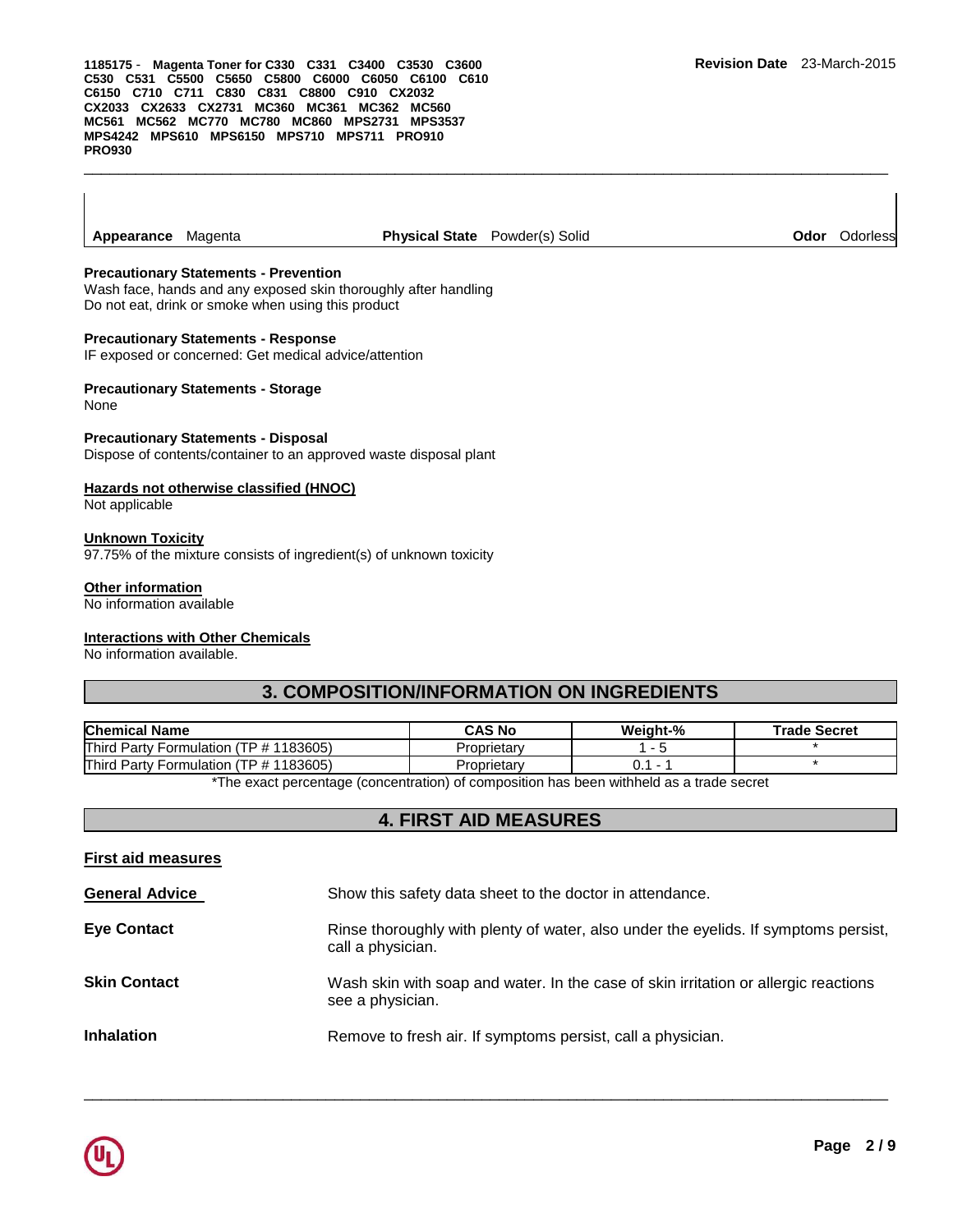| Appearance Magenta | Physical State Powder(s) Solid | Odor Odorless |
|---|---|---|

**Precautionary Statements - Prevention**
Wash face, hands and any exposed skin thoroughly after handling
Do not eat, drink or smoke when using this product

**Precautionary Statements - Response**
IF exposed or concerned: Get medical advice/attention

**Precautionary Statements - Storage**
None

**Precautionary Statements - Disposal**
Dispose of contents/container to an approved waste disposal plant

**Hazards not otherwise classified (HNOC)**
Not applicable

**Unknown Toxicity**
97.75% of the mixture consists of ingredient(s) of unknown toxicity

**Other information**
No information available

**Interactions with Other Chemicals**
No information available.

## 3. COMPOSITION/INFORMATION ON INGREDIENTS

| Chemical Name | CAS No | Weight-% | Trade Secret |
|---|---|---|---|
| Third Party Formulation (TP # 1183605) | Proprietary | 1 - 5 | * |
| Third Party Formulation (TP # 1183605) | Proprietary | 0.1 - 1 | * |

*The exact percentage (concentration) of composition has been withheld as a trade secret

## 4. FIRST AID MEASURES

**First aid measures**

**General Advice** Show this safety data sheet to the doctor in attendance.

**Eye Contact** Rinse thoroughly with plenty of water, also under the eyelids. If symptoms persist, call a physician.

**Skin Contact** Wash skin with soap and water. In the case of skin irritation or allergic reactions see a physician.

**Inhalation** Remove to fresh air. If symptoms persist, call a physician.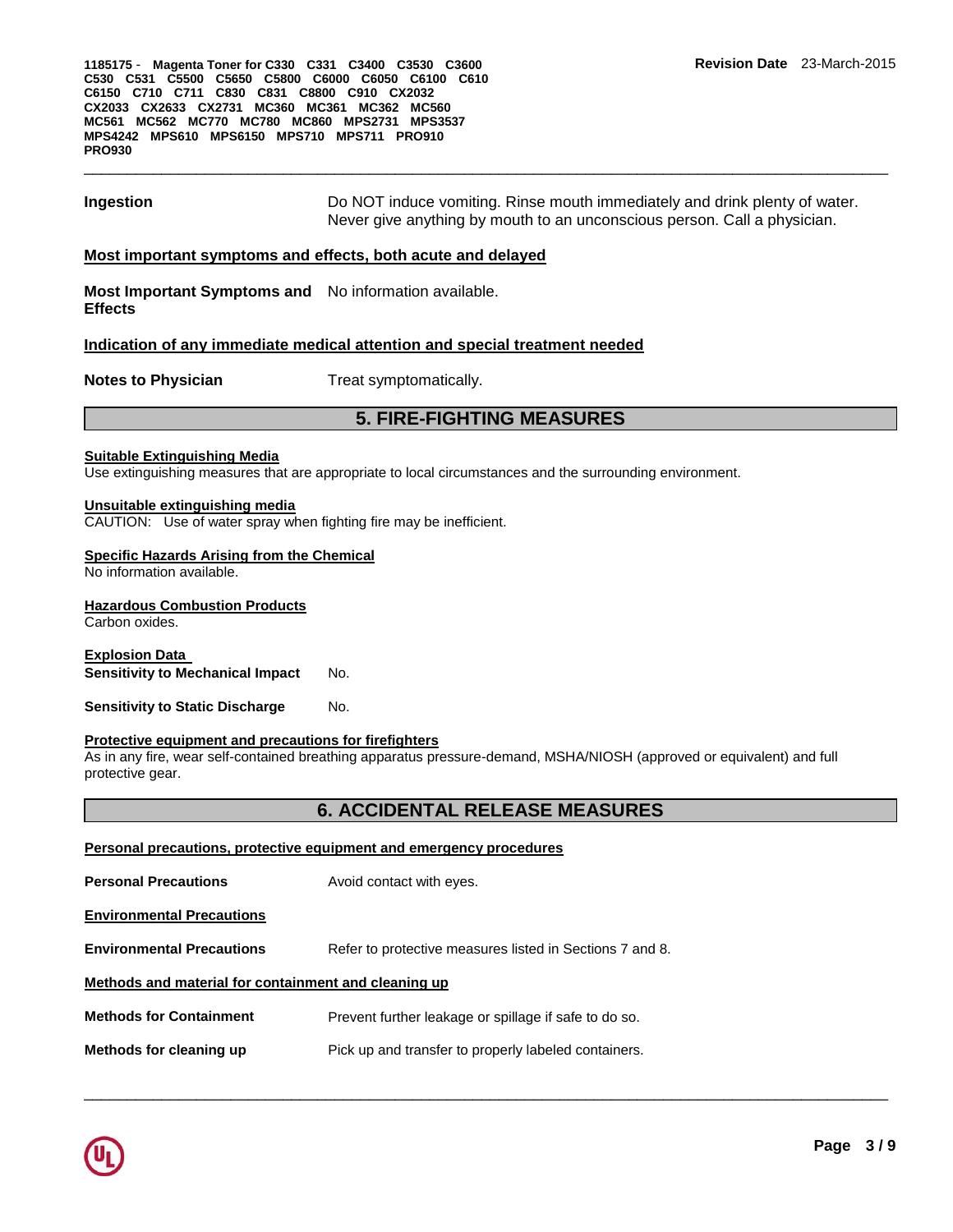**Ingestion** Do NOT induce vomiting. Rinse mouth immediately and drink plenty of water. Never give anything by mouth to an unconscious person. Call a physician.

**Most important symptoms and effects, both acute and delayed**

**Most Important Symptoms and Effects** No information available.

**Indication of any immediate medical attention and special treatment needed**

**Notes to Physician** Treat symptomatically.

## 5. FIRE-FIGHTING MEASURES

**Suitable Extinguishing Media**
Use extinguishing measures that are appropriate to local circumstances and the surrounding environment.

**Unsuitable extinguishing media**
CAUTION: Use of water spray when fighting fire may be inefficient.

**Specific Hazards Arising from the Chemical**
No information available.

**Hazardous Combustion Products**
Carbon oxides.

**Explosion Data**
**Sensitivity to Mechanical Impact** No.

**Sensitivity to Static Discharge** No.

**Protective equipment and precautions for firefighters**
As in any fire, wear self-contained breathing apparatus pressure-demand, MSHA/NIOSH (approved or equivalent) and full protective gear.

## 6. ACCIDENTAL RELEASE MEASURES

**Personal precautions, protective equipment and emergency procedures**

**Personal Precautions** Avoid contact with eyes.

**Environmental Precautions**

**Environmental Precautions** Refer to protective measures listed in Sections 7 and 8.

**Methods and material for containment and cleaning up**

**Methods for Containment** Prevent further leakage or spillage if safe to do so.

**Methods for cleaning up** Pick up and transfer to properly labeled containers.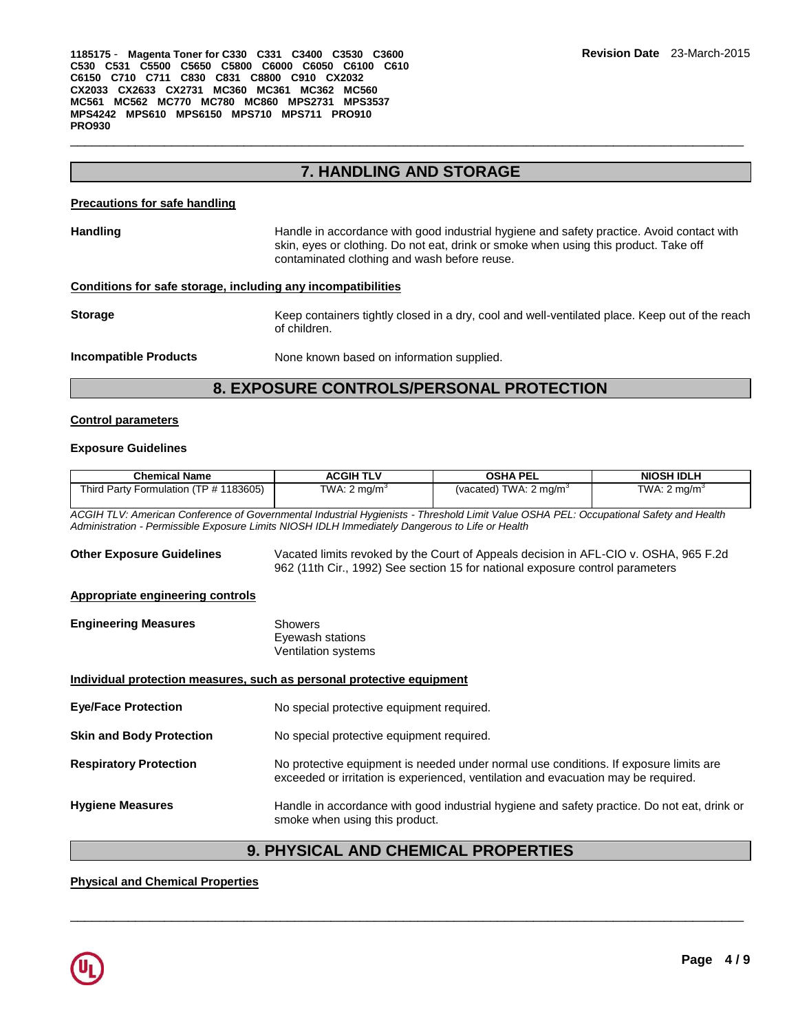## 7. HANDLING AND STORAGE

**Precautions for safe handling**

**Handling** Handle in accordance with good industrial hygiene and safety practice. Avoid contact with skin, eyes or clothing. Do not eat, drink or smoke when using this product. Take off contaminated clothing and wash before reuse.

**Conditions for safe storage, including any incompatibilities**

**Storage** Keep containers tightly closed in a dry, cool and well-ventilated place. Keep out of the reach of children.

**Incompatible Products** None known based on information supplied.

## 8. EXPOSURE CONTROLS/PERSONAL PROTECTION

**Control parameters**

**Exposure Guidelines**

| Chemical Name | ACGIH TLV | OSHA PEL | NIOSH IDLH |
|---|---|---|---|
| Third Party Formulation (TP # 1183605) | TWA: 2 mg/m$^3$ | (vacated) TWA: 2 mg/m$^3$ | TWA: 2 mg/m$^3$ |

*ACGIH TLV: American Conference of Governmental Industrial Hygienists - Threshold Limit Value OSHA PEL: Occupational Safety and Health Administration - Permissible Exposure Limits NIOSH IDLH Immediately Dangerous to Life or Health*

**Other Exposure Guidelines** Vacated limits revoked by the Court of Appeals decision in AFL-CIO v. OSHA, 965 F.2d 962 (11th Cir., 1992) See section 15 for national exposure control parameters

**Appropriate engineering controls**

**Engineering Measures** Showers
Eyewash stations
Ventilation systems

**Individual protection measures, such as personal protective equipment**

**Eye/Face Protection** No special protective equipment required.

**Skin and Body Protection** No special protective equipment required.

**Respiratory Protection** No protective equipment is needed under normal use conditions. If exposure limits are exceeded or irritation is experienced, ventilation and evacuation may be required.

**Hygiene Measures** Handle in accordance with good industrial hygiene and safety practice. Do not eat, drink or smoke when using this product.

## 9. PHYSICAL AND CHEMICAL PROPERTIES

**Physical and Chemical Properties**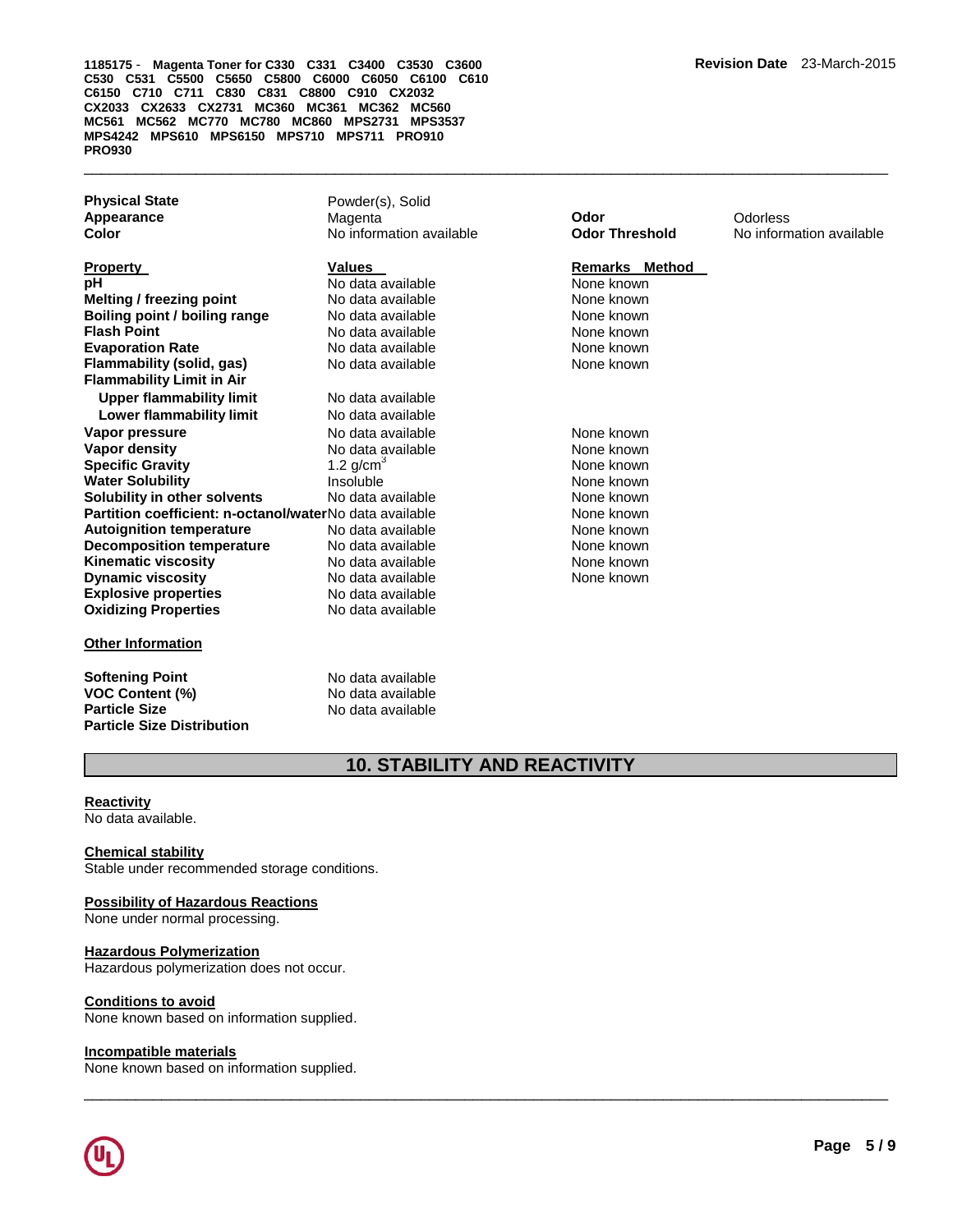| | | | |
|---|---|---|---|
| **Physical State** | Powder(s), Solid | | |
| **Appearance** | Magenta | **Odor** | Odorless |
| **Color** | No information available | **Odor Threshold** | No information available |

| Property | Values | Remarks Method |
|---|---|---|
| **pH** | No data available | None known |
| **Melting / freezing point** | No data available | None known |
| **Boiling point / boiling range** | No data available | None known |
| **Flash Point** | No data available | None known |
| **Evaporation Rate** | No data available | None known |
| **Flammability (solid, gas)** | No data available | None known |
| **Flammability Limit in Air** | | |
| **Upper flammability limit** | No data available | |
| **Lower flammability limit** | No data available | |
| **Vapor pressure** | No data available | None known |
| **Vapor density** | No data available | None known |
| **Specific Gravity** | 1.2 g/cm$^3$ | None known |
| **Water Solubility** | Insoluble | None known |
| **Solubility in other solvents** | No data available | None known |
| **Partition coefficient: n-octanol/water** | No data available | None known |
| **Autoignition temperature** | No data available | None known |
| **Decomposition temperature** | No data available | None known |
| **Kinematic viscosity** | No data available | None known |
| **Dynamic viscosity** | No data available | None known |
| **Explosive properties** | No data available | |
| **Oxidizing Properties** | No data available | |

**Other Information**

| | |
|---|---|
| **Softening Point** | No data available |
| **VOC Content (%)** | No data available |
| **Particle Size** | No data available |
| **Particle Size Distribution** | |

## 10. STABILITY AND REACTIVITY

**Reactivity**
No data available.

**Chemical stability**
Stable under recommended storage conditions.

**Possibility of Hazardous Reactions**
None under normal processing.

**Hazardous Polymerization**
Hazardous polymerization does not occur.

**Conditions to avoid**
None known based on information supplied.

**Incompatible materials**
None known based on information supplied.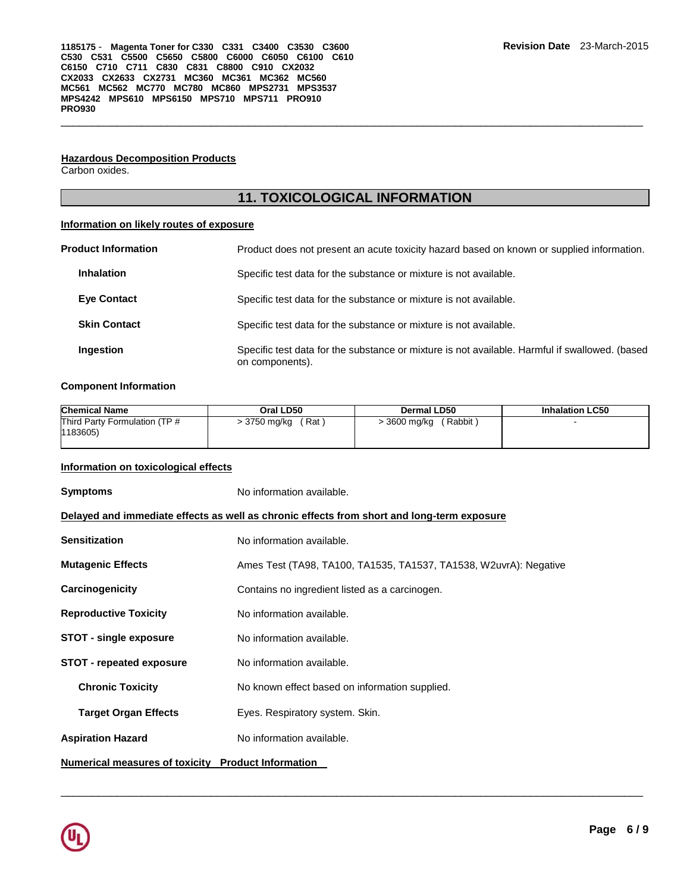#### Hazardous Decomposition Products

Carbon oxides.

## 11. TOXICOLOGICAL INFORMATION

#### Information on likely routes of exposure

**Product Information** Product does not present an acute toxicity hazard based on known or supplied information.

**Inhalation** Specific test data for the substance or mixture is not available.

**Eye Contact** Specific test data for the substance or mixture is not available.

**Skin Contact** Specific test data for the substance or mixture is not available.

**Ingestion** Specific test data for the substance or mixture is not available. Harmful if swallowed. (based on components).

**Component Information**

| Chemical Name | Oral LD50 | Dermal LD50 | Inhalation LC50 |
|---|---|---|---|
| Third Party Formulation (TP # 1183605) | > 3750 mg/kg ( Rat ) | > 3600 mg/kg ( Rabbit ) | - |

#### Information on toxicological effects

**Symptoms** No information available.

#### Delayed and immediate effects as well as chronic effects from short and long-term exposure

**Sensitization** No information available.

**Mutagenic Effects** Ames Test (TA98, TA100, TA1535, TA1537, TA1538, W2uvrA): Negative

**Carcinogenicity** Contains no ingredient listed as a carcinogen.

**Reproductive Toxicity** No information available.

**STOT - single exposure** No information available.

**STOT - repeated exposure** No information available.

**Chronic Toxicity** No known effect based on information supplied.

**Target Organ Effects** Eyes. Respiratory system. Skin.

**Aspiration Hazard** No information available.

#### Numerical measures of toxicity Product Information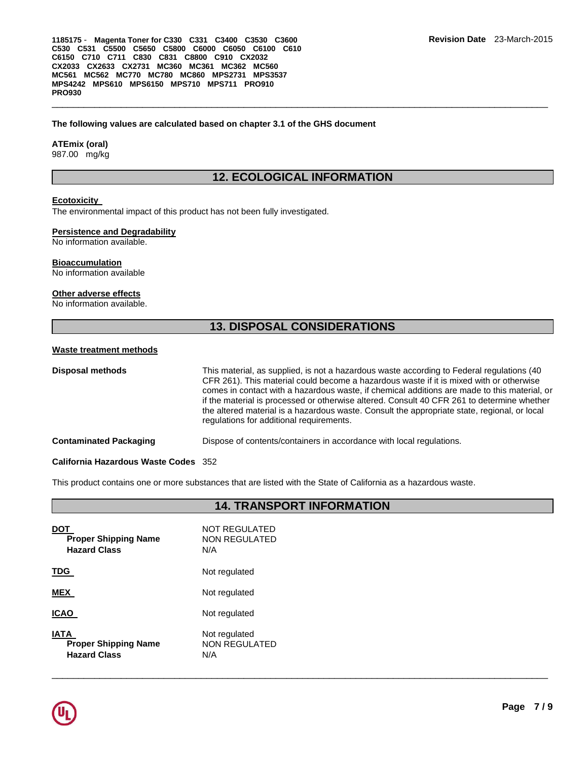**The following values are calculated based on chapter 3.1 of the GHS document**

**ATEmix (oral)**
987.00 mg/kg

## 12. ECOLOGICAL INFORMATION

**Ecotoxicity**
The environmental impact of this product has not been fully investigated.

**Persistence and Degradability**
No information available.

**Bioaccumulation**
No information available

**Other adverse effects**
No information available.

## 13. DISPOSAL CONSIDERATIONS

**Waste treatment methods**

**Disposal methods** — This material, as supplied, is not a hazardous waste according to Federal regulations (40 CFR 261). This material could become a hazardous waste if it is mixed with or otherwise comes in contact with a hazardous waste, if chemical additions are made to this material, or if the material is processed or otherwise altered. Consult 40 CFR 261 to determine whether the altered material is a hazardous waste. Consult the appropriate state, regional, or local regulations for additional requirements.

**Contaminated Packaging** — Dispose of contents/containers in accordance with local regulations.

**California Hazardous Waste Codes** 352

This product contains one or more substances that are listed with the State of California as a hazardous waste.

## 14. TRANSPORT INFORMATION

**DOT** — NOT REGULATED
- **Proper Shipping Name** — NON REGULATED
- **Hazard Class** — N/A

**TDG** — Not regulated

**MEX** — Not regulated

**ICAO** — Not regulated

**IATA** — Not regulated
- **Proper Shipping Name** — NON REGULATED
- **Hazard Class** — N/A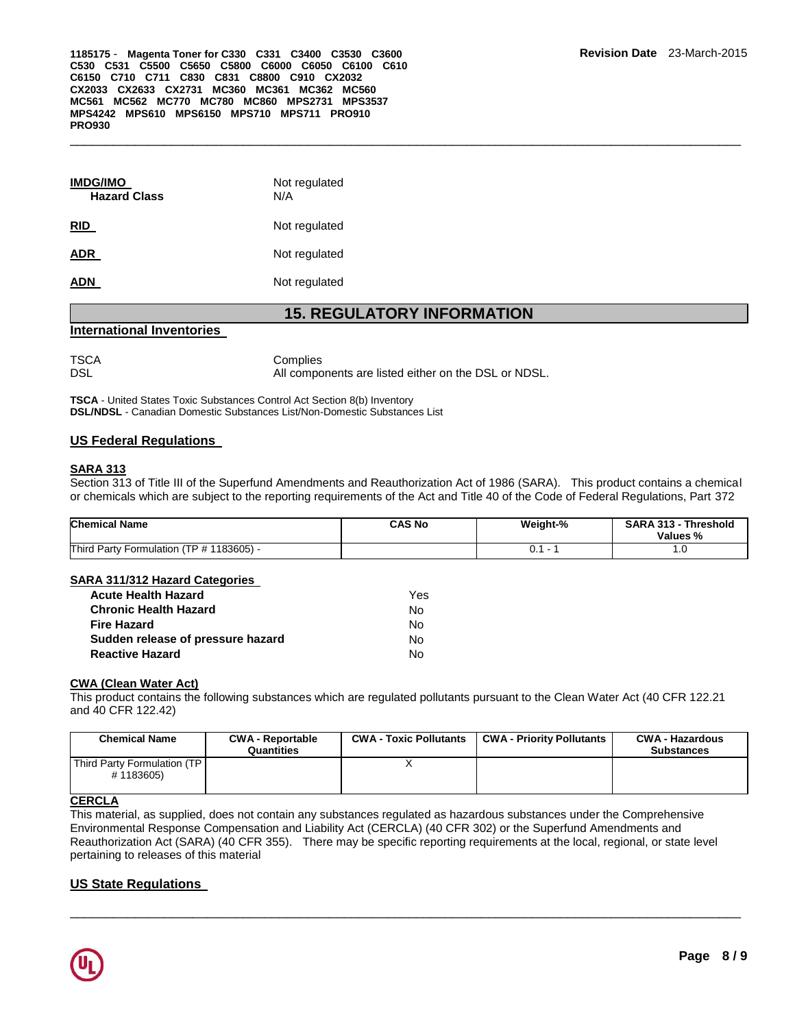**IMDG/IMO** Not regulated
**Hazard Class** N/A

**RID** Not regulated

**ADR** Not regulated

**ADN** Not regulated

## 15. REGULATORY INFORMATION

### International Inventories

| | |
|---|---|
| TSCA | Complies |
| DSL | All components are listed either on the DSL or NDSL. |

**TSCA** - United States Toxic Substances Control Act Section 8(b) Inventory
**DSL/NDSL** - Canadian Domestic Substances List/Non-Domestic Substances List

### US Federal Regulations

**SARA 313**

Section 313 of Title III of the Superfund Amendments and Reauthorization Act of 1986 (SARA). This product contains a chemical or chemicals which are subject to the reporting requirements of the Act and Title 40 of the Code of Federal Regulations, Part 372

| Chemical Name | CAS No | Weight-% | SARA 313 - Threshold Values % |
|---|---|---|---|
| Third Party Formulation (TP # 1183605) - | | 0.1 - 1 | 1.0 |

**SARA 311/312 Hazard Categories**

| | |
|---|---|
| **Acute Health Hazard** | Yes |
| **Chronic Health Hazard** | No |
| **Fire Hazard** | No |
| **Sudden release of pressure hazard** | No |
| **Reactive Hazard** | No |

**CWA (Clean Water Act)**

This product contains the following substances which are regulated pollutants pursuant to the Clean Water Act (40 CFR 122.21 and 40 CFR 122.42)

| Chemical Name | CWA - Reportable Quantities | CWA - Toxic Pollutants | CWA - Priority Pollutants | CWA - Hazardous Substances |
|---|---|---|---|---|
| Third Party Formulation (TP # 1183605) | | X | | |

**CERCLA**

This material, as supplied, does not contain any substances regulated as hazardous substances under the Comprehensive Environmental Response Compensation and Liability Act (CERCLA) (40 CFR 302) or the Superfund Amendments and Reauthorization Act (SARA) (40 CFR 355). There may be specific reporting requirements at the local, regional, or state level pertaining to releases of this material

### US State Regulations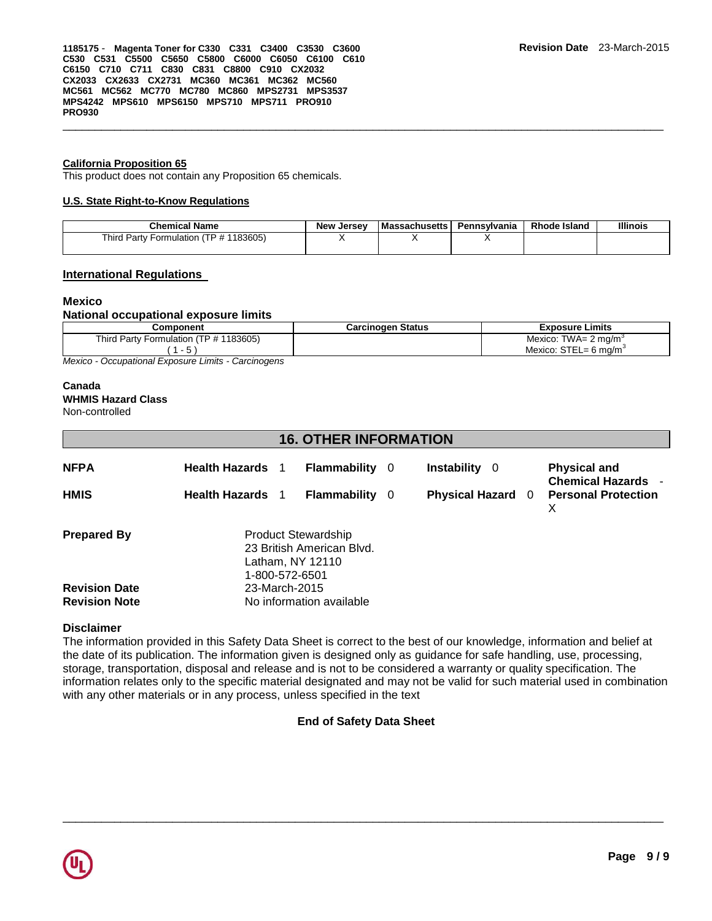## California Proposition 65

This product does not contain any Proposition 65 chemicals.

## U.S. State Right-to-Know Regulations

| Chemical Name | New Jersey | Massachusetts | Pennsylvania | Rhode Island | Illinois |
|---|---|---|---|---|---|
| Third Party Formulation (TP # 1183605) | X | X | X | | |

## International Regulations

### Mexico

### National occupational exposure limits

| Component | Carcinogen Status | Exposure Limits |
|---|---|---|
| Third Party Formulation (TP # 1183605) ( 1 - 5 ) | | Mexico: TWA= 2 mg/m$^3$ Mexico: STEL= 6 mg/m$^3$ |

*Mexico - Occupational Exposure Limits - Carcinogens*

### Canada

**WHMIS Hazard Class**

Non-controlled

# 16. OTHER INFORMATION

| | | | | |
|---|---|---|---|---|
| **NFPA** | **Health Hazards** 1 | **Flammability** 0 | **Instability** 0 | **Physical and Chemical Hazards** - |
| **HMIS** | **Health Hazards** 1 | **Flammability** 0 | **Physical Hazard** 0 | **Personal Protection** X |

**Prepared By**
Product Stewardship
23 British American Blvd.
Latham, NY 12110
1-800-572-6501

**Revision Date** 23-March-2015

**Revision Note** No information available

### Disclaimer

The information provided in this Safety Data Sheet is correct to the best of our knowledge, information and belief at the date of its publication. The information given is designed only as guidance for safe handling, use, processing, storage, transportation, disposal and release and is not to be considered a warranty or quality specification. The information relates only to the specific material designated and may not be valid for such material used in combination with any other materials or in any process, unless specified in the text

**End of Safety Data Sheet**